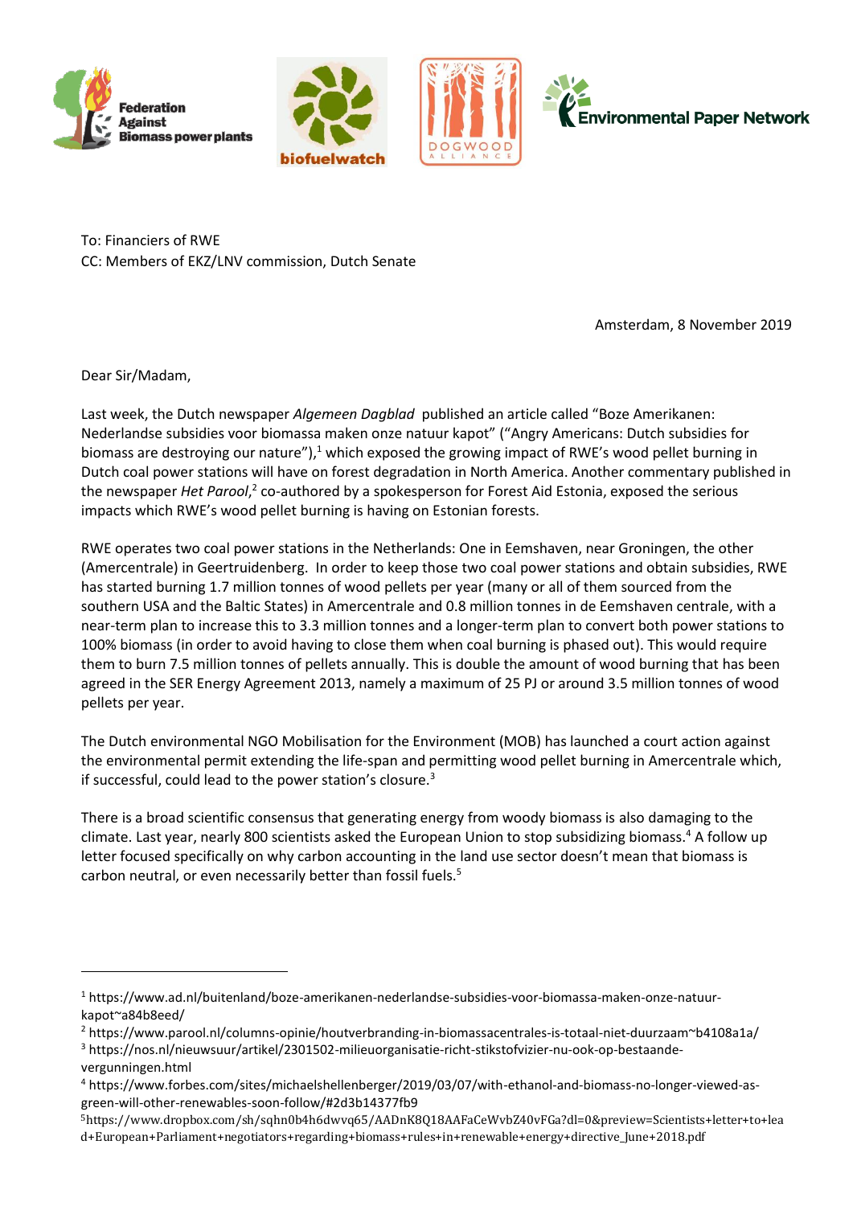Federation Against Biomass power plants | biofuelwatch | DOGWOOD ALLIANCE | Environmental Paper Network

To: Financiers of RWE
CC: Members of EKZ/LNV commission, Dutch Senate

Amsterdam, 8 November 2019

Dear Sir/Madam,

Last week, the Dutch newspaper *Algemeen Dagblad* published an article called "Boze Amerikanen: Nederlandse subsidies voor biomassa maken onze natuur kapot" ("Angry Americans: Dutch subsidies for biomass are destroying our nature"),[1] which exposed the growing impact of RWE's wood pellet burning in Dutch coal power stations will have on forest degradation in North America. Another commentary published in the newspaper *Het Parool*,[2] co-authored by a spokesperson for Forest Aid Estonia, exposed the serious impacts which RWE's wood pellet burning is having on Estonian forests.

RWE operates two coal power stations in the Netherlands: One in Eemshaven, near Groningen, the other (Amercentrale) in Geertruidenberg. In order to keep those two coal power stations and obtain subsidies, RWE has started burning 1.7 million tonnes of wood pellets per year (many or all of them sourced from the southern USA and the Baltic States) in Amercentrale and 0.8 million tonnes in de Eemshaven centrale, with a near-term plan to increase this to 3.3 million tonnes and a longer-term plan to convert both power stations to 100% biomass (in order to avoid having to close them when coal burning is phased out). This would require them to burn 7.5 million tonnes of pellets annually. This is double the amount of wood burning that has been agreed in the SER Energy Agreement 2013, namely a maximum of 25 PJ or around 3.5 million tonnes of wood pellets per year.

The Dutch environmental NGO Mobilisation for the Environment (MOB) has launched a court action against the environmental permit extending the life-span and permitting wood pellet burning in Amercentrale which, if successful, could lead to the power station's closure.[3]

There is a broad scientific consensus that generating energy from woody biomass is also damaging to the climate. Last year, nearly 800 scientists asked the European Union to stop subsidizing biomass.[4] A follow up letter focused specifically on why carbon accounting in the land use sector doesn't mean that biomass is carbon neutral, or even necessarily better than fossil fuels.[5]

---

[1] https://www.ad.nl/buitenland/boze-amerikanen-nederlandse-subsidies-voor-biomassa-maken-onze-natuur-kapot~a84b8eed/

[2] https://www.parool.nl/columns-opinie/houtverbranding-in-biomassacentrales-is-totaal-niet-duurzaam~b4108a1a/

[3] https://nos.nl/nieuwsuur/artikel/2301502-milieuorganisatie-richt-stikstofvizier-nu-ook-op-bestaande-vergunningen.html

[4] https://www.forbes.com/sites/michaelshellenberger/2019/03/07/with-ethanol-and-biomass-no-longer-viewed-as-green-will-other-renewables-soon-follow/#2d3b14377fb9

[5] https://www.dropbox.com/sh/sqhn0b4h6dwvq65/AADnK8Q18AAFaCeWvbZ40vFGa?dl=0&preview=Scientists+letter+to+lead+European+Parliament+negotiators+regarding+biomass+rules+in+renewable+energy+directive_June+2018.pdf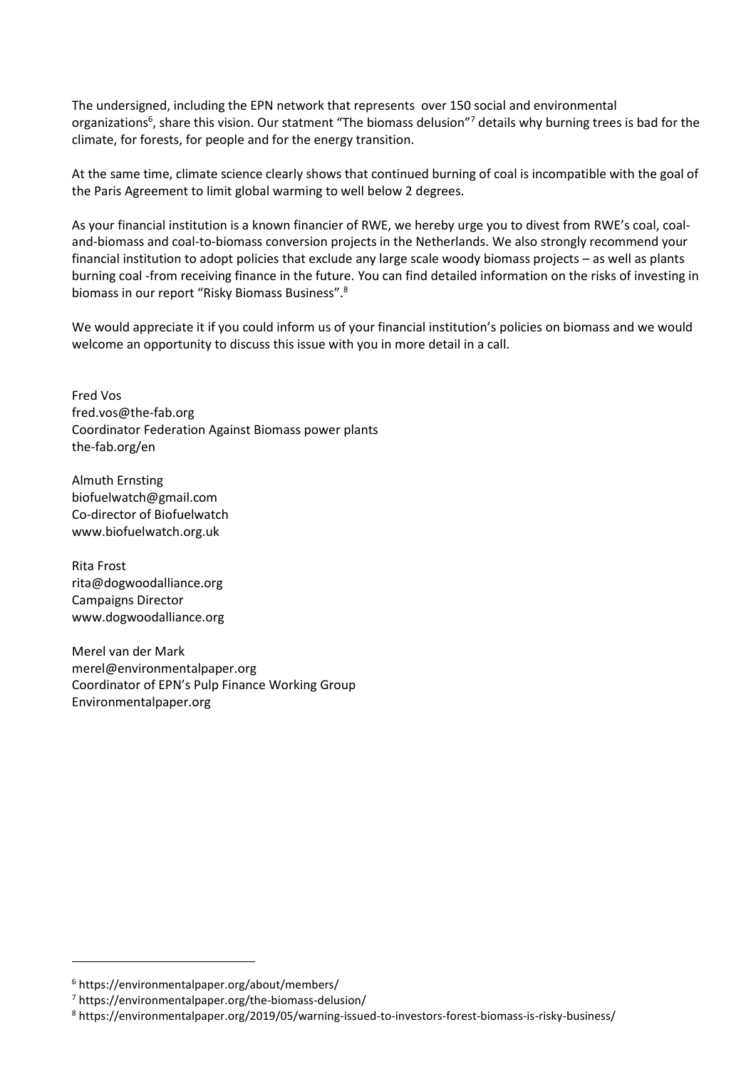The undersigned, including the EPN network that represents over 150 social and environmental organizations[6], share this vision. Our statment "The biomass delusion"[7] details why burning trees is bad for the climate, for forests, for people and for the energy transition.

At the same time, climate science clearly shows that continued burning of coal is incompatible with the goal of the Paris Agreement to limit global warming to well below 2 degrees.

As your financial institution is a known financier of RWE, we hereby urge you to divest from RWE's coal, coal-and-biomass and coal-to-biomass conversion projects in the Netherlands. We also strongly recommend your financial institution to adopt policies that exclude any large scale woody biomass projects – as well as plants burning coal -from receiving finance in the future. You can find detailed information on the risks of investing in biomass in our report "Risky Biomass Business".[8]

We would appreciate it if you could inform us of your financial institution's policies on biomass and we would welcome an opportunity to discuss this issue with you in more detail in a call.

Fred Vos
fred.vos@the-fab.org
Coordinator Federation Against Biomass power plants
the-fab.org/en

Almuth Ernsting
biofuelwatch@gmail.com
Co-director of Biofuelwatch
www.biofuelwatch.org.uk

Rita Frost
rita@dogwoodalliance.org
Campaigns Director
www.dogwoodalliance.org

Merel van der Mark
merel@environmentalpaper.org
Coordinator of EPN's Pulp Finance Working Group
Environmentalpaper.org

---

[6] https://environmentalpaper.org/about/members/
[7] https://environmentalpaper.org/the-biomass-delusion/
[8] https://environmentalpaper.org/2019/05/warning-issued-to-investors-forest-biomass-is-risky-business/